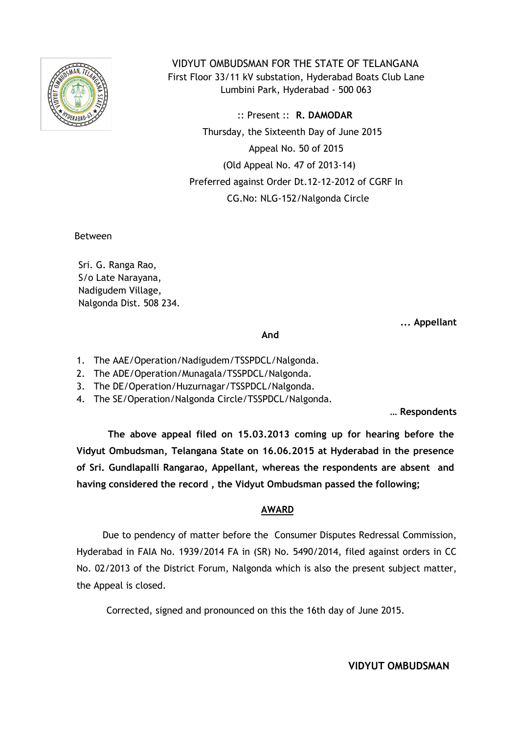# VIDYUT OMBUDSMAN FOR THE STATE OF TELANGANA

First Floor 33/11 kV substation, Hyderabad Boats Club Lane
Lumbini Park, Hyderabad - 500 063

:: Present :: **R. DAMODAR**

Thursday, the Sixteenth Day of June 2015

Appeal No. 50 of 2015

(Old Appeal No. 47 of 2013-14)

Preferred against Order Dt.12-12-2012 of CGRF In

CG.No: NLG-152/Nalgonda Circle

Between

Sri. G. Ranga Rao,
S/o Late Narayana,
Nadigudem Village,
Nalgonda Dist. 508 234.

**... Appellant**

**And**

1. The AAE/Operation/Nadigudem/TSSPDCL/Nalgonda.
2. The ADE/Operation/Munagala/TSSPDCL/Nalgonda.
3. The DE/Operation/Huzurnagar/TSSPDCL/Nalgonda.
4. The SE/Operation/Nalgonda Circle/TSSPDCL/Nalgonda.

**… Respondents**

**The above appeal filed on 15.03.2013 coming up for hearing before the Vidyut Ombudsman, Telangana State on 16.06.2015 at Hyderabad in the presence of Sri. Gundlapalli Rangarao, Appellant, whereas the respondents are absent and having considered the record , the Vidyut Ombudsman passed the following;**

## AWARD

Due to pendency of matter before the Consumer Disputes Redressal Commission, Hyderabad in FAIA No. 1939/2014 FA in (SR) No. 5490/2014, filed against orders in CC No. 02/2013 of the District Forum, Nalgonda which is also the present subject matter, the Appeal is closed.

Corrected, signed and pronounced on this the 16th day of June 2015.

**VIDYUT OMBUDSMAN**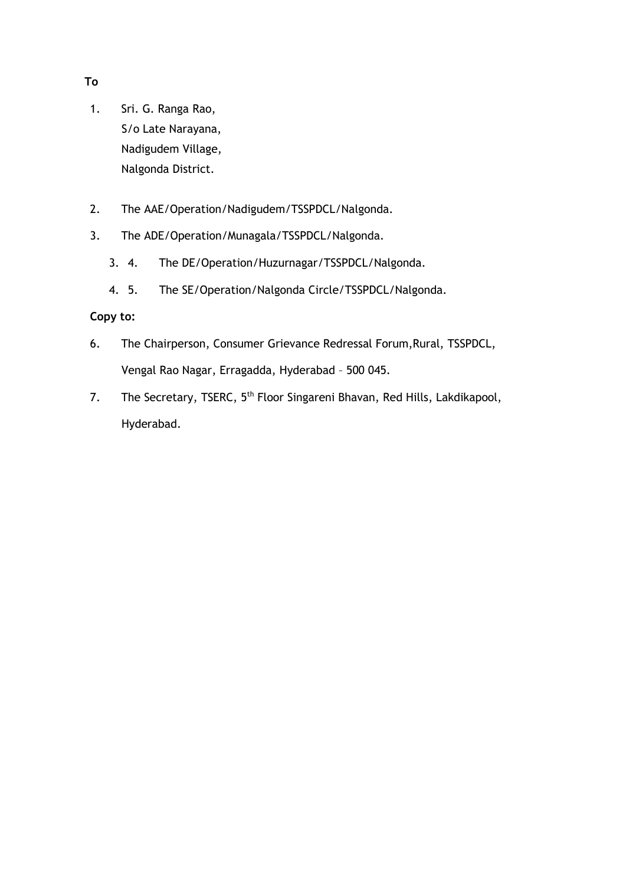**To**

1. Sri. G. Ranga Rao,
   S/o Late Narayana,
   Nadigudem Village,
   Nalgonda District.

2. The AAE/Operation/Nadigudem/TSSPDCL/Nalgonda.

3. The ADE/Operation/Munagala/TSSPDCL/Nalgonda.

3. 4. The DE/Operation/Huzurnagar/TSSPDCL/Nalgonda.

4. 5. The SE/Operation/Nalgonda Circle/TSSPDCL/Nalgonda.

**Copy to:**

6. The Chairperson, Consumer Grievance Redressal Forum,Rural, TSSPDCL, Vengal Rao Nagar, Erragadda, Hyderabad – 500 045.

7. The Secretary, TSERC, 5th Floor Singareni Bhavan, Red Hills, Lakdikapool, Hyderabad.